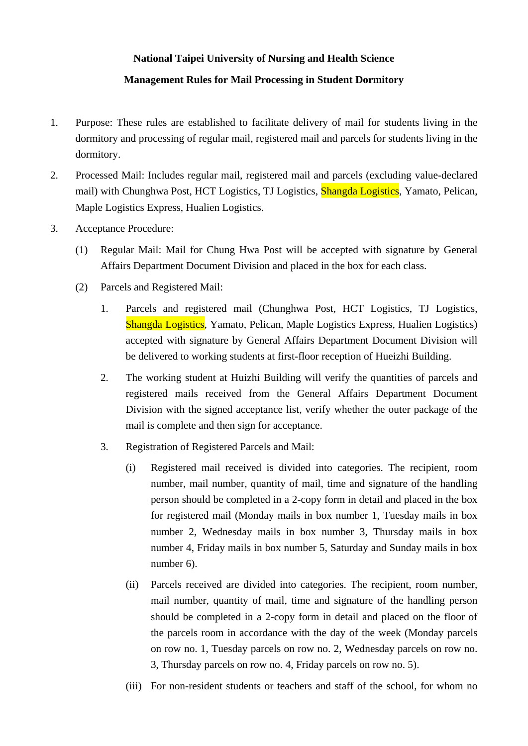**National Taipei University of Nursing and Health Science**

**Management Rules for Mail Processing in Student Dormitory**

1. Purpose: These rules are established to facilitate delivery of mail for students living in the dormitory and processing of regular mail, registered mail and parcels for students living in the dormitory.

2. Processed Mail: Includes regular mail, registered mail and parcels (excluding value-declared mail) with Chunghwa Post, HCT Logistics, TJ Logistics, Shangda Logistics, Yamato, Pelican, Maple Logistics Express, Hualien Logistics.

3. Acceptance Procedure:

   (1) Regular Mail: Mail for Chung Hwa Post will be accepted with signature by General Affairs Department Document Division and placed in the box for each class.

   (2) Parcels and Registered Mail:

      1. Parcels and registered mail (Chunghwa Post, HCT Logistics, TJ Logistics, Shangda Logistics, Yamato, Pelican, Maple Logistics Express, Hualien Logistics) accepted with signature by General Affairs Department Document Division will be delivered to working students at first-floor reception of Hueizhi Building.

      2. The working student at Huizhi Building will verify the quantities of parcels and registered mails received from the General Affairs Department Document Division with the signed acceptance list, verify whether the outer package of the mail is complete and then sign for acceptance.

      3. Registration of Registered Parcels and Mail:

         (i) Registered mail received is divided into categories. The recipient, room number, mail number, quantity of mail, time and signature of the handling person should be completed in a 2-copy form in detail and placed in the box for registered mail (Monday mails in box number 1, Tuesday mails in box number 2, Wednesday mails in box number 3, Thursday mails in box number 4, Friday mails in box number 5, Saturday and Sunday mails in box number 6).

         (ii) Parcels received are divided into categories. The recipient, room number, mail number, quantity of mail, time and signature of the handling person should be completed in a 2-copy form in detail and placed on the floor of the parcels room in accordance with the day of the week (Monday parcels on row no. 1, Tuesday parcels on row no. 2, Wednesday parcels on row no. 3, Thursday parcels on row no. 4, Friday parcels on row no. 5).

         (iii) For non-resident students or teachers and staff of the school, for whom no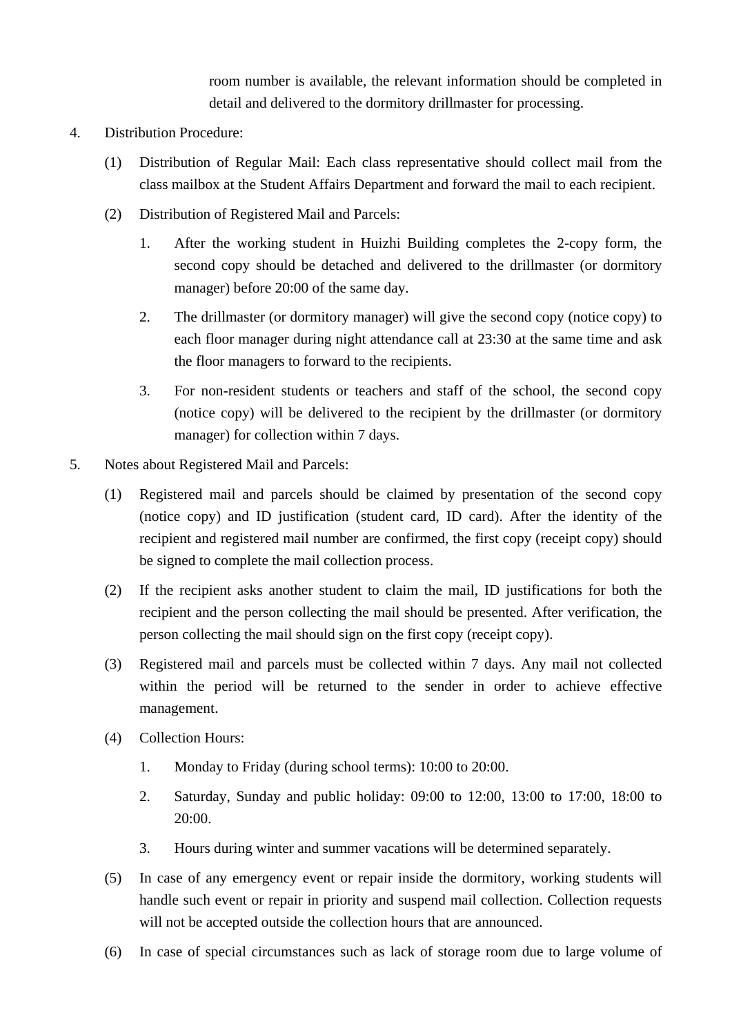room number is available, the relevant information should be completed in detail and delivered to the dormitory drillmaster for processing.

4. Distribution Procedure:

   (1) Distribution of Regular Mail: Each class representative should collect mail from the class mailbox at the Student Affairs Department and forward the mail to each recipient.

   (2) Distribution of Registered Mail and Parcels:

      1. After the working student in Huizhi Building completes the 2-copy form, the second copy should be detached and delivered to the drillmaster (or dormitory manager) before 20:00 of the same day.

      2. The drillmaster (or dormitory manager) will give the second copy (notice copy) to each floor manager during night attendance call at 23:30 at the same time and ask the floor managers to forward to the recipients.

      3. For non-resident students or teachers and staff of the school, the second copy (notice copy) will be delivered to the recipient by the drillmaster (or dormitory manager) for collection within 7 days.

5. Notes about Registered Mail and Parcels:

   (1) Registered mail and parcels should be claimed by presentation of the second copy (notice copy) and ID justification (student card, ID card). After the identity of the recipient and registered mail number are confirmed, the first copy (receipt copy) should be signed to complete the mail collection process.

   (2) If the recipient asks another student to claim the mail, ID justifications for both the recipient and the person collecting the mail should be presented. After verification, the person collecting the mail should sign on the first copy (receipt copy).

   (3) Registered mail and parcels must be collected within 7 days. Any mail not collected within the period will be returned to the sender in order to achieve effective management.

   (4) Collection Hours:

      1. Monday to Friday (during school terms): 10:00 to 20:00.

      2. Saturday, Sunday and public holiday: 09:00 to 12:00, 13:00 to 17:00, 18:00 to 20:00.

      3. Hours during winter and summer vacations will be determined separately.

   (5) In case of any emergency event or repair inside the dormitory, working students will handle such event or repair in priority and suspend mail collection. Collection requests will not be accepted outside the collection hours that are announced.

   (6) In case of special circumstances such as lack of storage room due to large volume of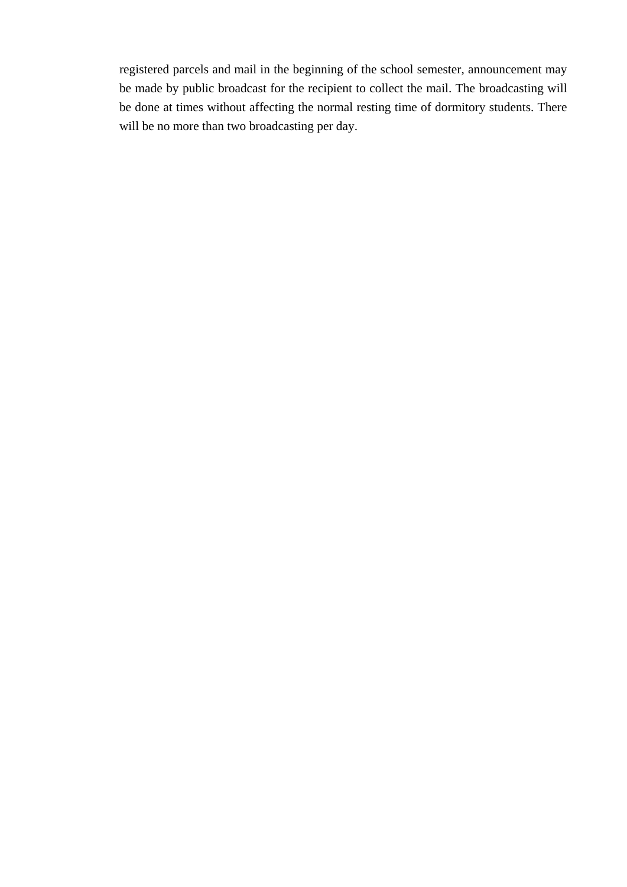registered parcels and mail in the beginning of the school semester, announcement may be made by public broadcast for the recipient to collect the mail. The broadcasting will be done at times without affecting the normal resting time of dormitory students. There will be no more than two broadcasting per day.